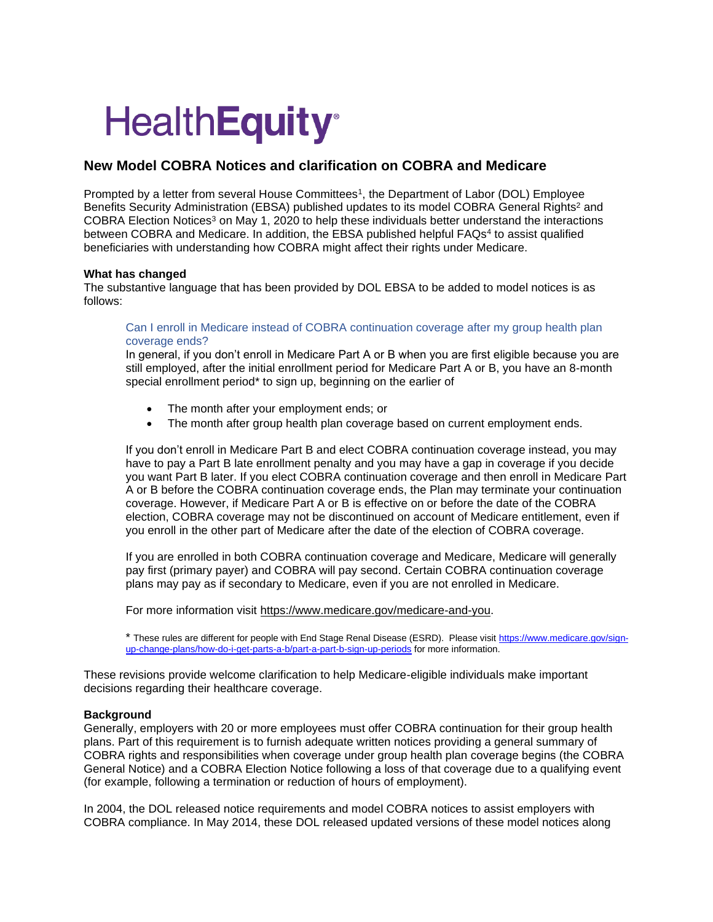HealthEquity®

## New Model COBRA Notices and clarification on COBRA and Medicare

Prompted by a letter from several House Committees[1], the Department of Labor (DOL) Employee Benefits Security Administration (EBSA) published updates to its model COBRA General Rights[2] and COBRA Election Notices[3] on May 1, 2020 to help these individuals better understand the interactions between COBRA and Medicare. In addition, the EBSA published helpful FAQs[4] to assist qualified beneficiaries with understanding how COBRA might affect their rights under Medicare.

**What has changed**

The substantive language that has been provided by DOL EBSA to be added to model notices is as follows:

> Can I enroll in Medicare instead of COBRA continuation coverage after my group health plan coverage ends?
>
> In general, if you don't enroll in Medicare Part A or B when you are first eligible because you are still employed, after the initial enrollment period for Medicare Part A or B, you have an 8-month special enrollment period* to sign up, beginning on the earlier of
>
> - The month after your employment ends; or
> - The month after group health plan coverage based on current employment ends.
>
> If you don't enroll in Medicare Part B and elect COBRA continuation coverage instead, you may have to pay a Part B late enrollment penalty and you may have a gap in coverage if you decide you want Part B later. If you elect COBRA continuation coverage and then enroll in Medicare Part A or B before the COBRA continuation coverage ends, the Plan may terminate your continuation coverage. However, if Medicare Part A or B is effective on or before the date of the COBRA election, COBRA coverage may not be discontinued on account of Medicare entitlement, even if you enroll in the other part of Medicare after the date of the election of COBRA coverage.
>
> If you are enrolled in both COBRA continuation coverage and Medicare, Medicare will generally pay first (primary payer) and COBRA will pay second. Certain COBRA continuation coverage plans may pay as if secondary to Medicare, even if you are not enrolled in Medicare.
>
> For more information visit https://www.medicare.gov/medicare-and-you.
>
> \* These rules are different for people with End Stage Renal Disease (ESRD). Please visit https://www.medicare.gov/sign-up-change-plans/how-do-i-get-parts-a-b/part-a-part-b-sign-up-periods for more information.

These revisions provide welcome clarification to help Medicare-eligible individuals make important decisions regarding their healthcare coverage.

**Background**

Generally, employers with 20 or more employees must offer COBRA continuation for their group health plans. Part of this requirement is to furnish adequate written notices providing a general summary of COBRA rights and responsibilities when coverage under group health plan coverage begins (the COBRA General Notice) and a COBRA Election Notice following a loss of that coverage due to a qualifying event (for example, following a termination or reduction of hours of employment).

In 2004, the DOL released notice requirements and model COBRA notices to assist employers with COBRA compliance. In May 2014, these DOL released updated versions of these model notices along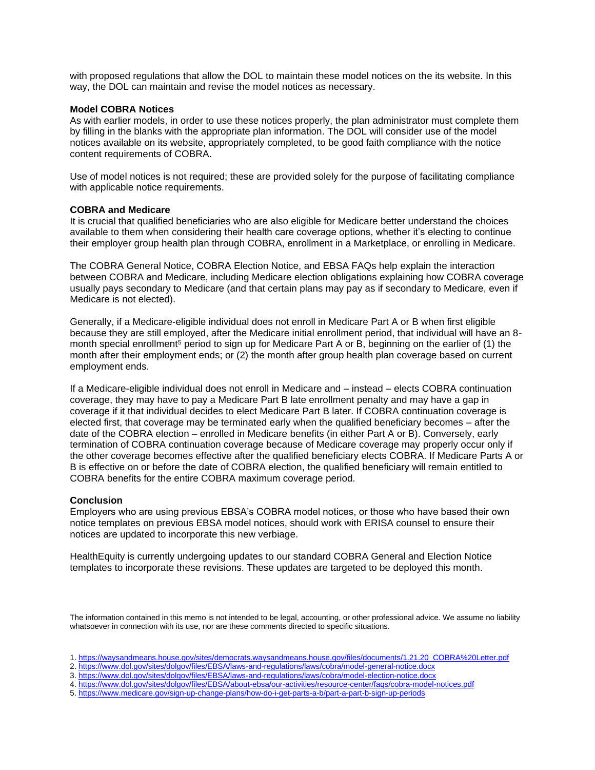with proposed regulations that allow the DOL to maintain these model notices on the its website. In this way, the DOL can maintain and revise the model notices as necessary.

**Model COBRA Notices**

As with earlier models, in order to use these notices properly, the plan administrator must complete them by filling in the blanks with the appropriate plan information. The DOL will consider use of the model notices available on its website, appropriately completed, to be good faith compliance with the notice content requirements of COBRA.

Use of model notices is not required; these are provided solely for the purpose of facilitating compliance with applicable notice requirements.

**COBRA and Medicare**

It is crucial that qualified beneficiaries who are also eligible for Medicare better understand the choices available to them when considering their health care coverage options, whether it's electing to continue their employer group health plan through COBRA, enrollment in a Marketplace, or enrolling in Medicare.

The COBRA General Notice, COBRA Election Notice, and EBSA FAQs help explain the interaction between COBRA and Medicare, including Medicare election obligations explaining how COBRA coverage usually pays secondary to Medicare (and that certain plans may pay as if secondary to Medicare, even if Medicare is not elected).

Generally, if a Medicare-eligible individual does not enroll in Medicare Part A or B when first eligible because they are still employed, after the Medicare initial enrollment period, that individual will have an 8-month special enrollment[5] period to sign up for Medicare Part A or B, beginning on the earlier of (1) the month after their employment ends; or (2) the month after group health plan coverage based on current employment ends.

If a Medicare-eligible individual does not enroll in Medicare and – instead – elects COBRA continuation coverage, they may have to pay a Medicare Part B late enrollment penalty and may have a gap in coverage if it that individual decides to elect Medicare Part B later. If COBRA continuation coverage is elected first, that coverage may be terminated early when the qualified beneficiary becomes – after the date of the COBRA election – enrolled in Medicare benefits (in either Part A or B). Conversely, early termination of COBRA continuation coverage because of Medicare coverage may properly occur only if the other coverage becomes effective after the qualified beneficiary elects COBRA. If Medicare Parts A or B is effective on or before the date of COBRA election, the qualified beneficiary will remain entitled to COBRA benefits for the entire COBRA maximum coverage period.

**Conclusion**

Employers who are using previous EBSA's COBRA model notices, or those who have based their own notice templates on previous EBSA model notices, should work with ERISA counsel to ensure their notices are updated to incorporate this new verbiage.

HealthEquity is currently undergoing updates to our standard COBRA General and Election Notice templates to incorporate these revisions. These updates are targeted to be deployed this month.

The information contained in this memo is not intended to be legal, accounting, or other professional advice. We assume no liability whatsoever in connection with its use, nor are these comments directed to specific situations.

1. https://waysandmeans.house.gov/sites/democrats.waysandmeans.house.gov/files/documents/1.21.20_COBRA%20Letter.pdf
2. https://www.dol.gov/sites/dolgov/files/EBSA/laws-and-regulations/laws/cobra/model-general-notice.docx
3. https://www.dol.gov/sites/dolgov/files/EBSA/laws-and-regulations/laws/cobra/model-election-notice.docx
4. https://www.dol.gov/sites/dolgov/files/EBSA/about-ebsa/our-activities/resource-center/faqs/cobra-model-notices.pdf
5. https://www.medicare.gov/sign-up-change-plans/how-do-i-get-parts-a-b/part-a-part-b-sign-up-periods